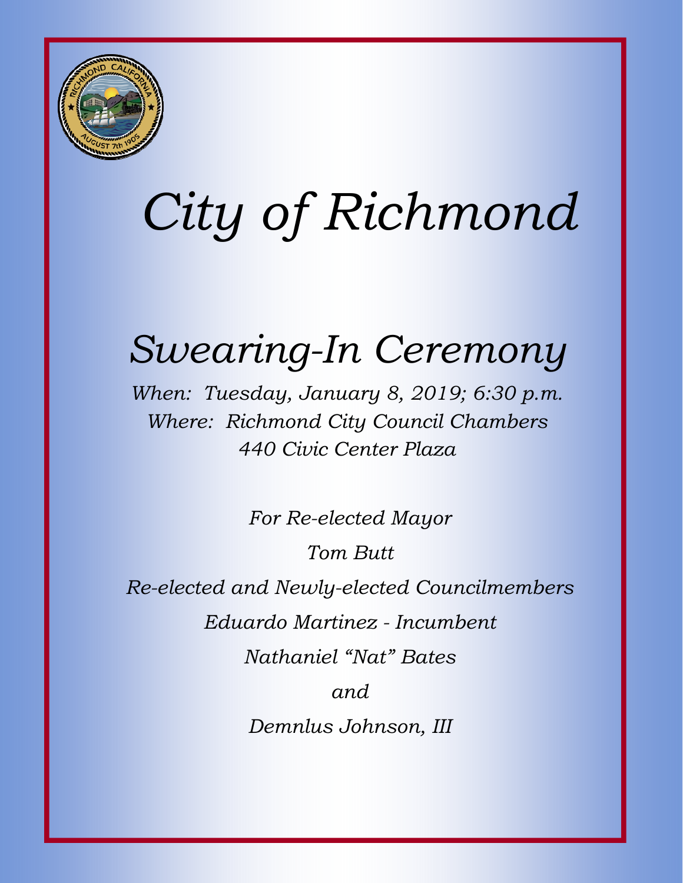# *City of Richmond*

## *Swearing-In Ceremony*

*When: Tuesday, January 8, 2019; 6:30 p.m.*
*Where: Richmond City Council Chambers*
*440 Civic Center Plaza*

*For Re-elected Mayor*

*Tom Butt*

*Re-elected and Newly-elected Councilmembers*

*Eduardo Martinez - Incumbent*

*Nathaniel “Nat” Bates*

*and*

*Demnlus Johnson, III*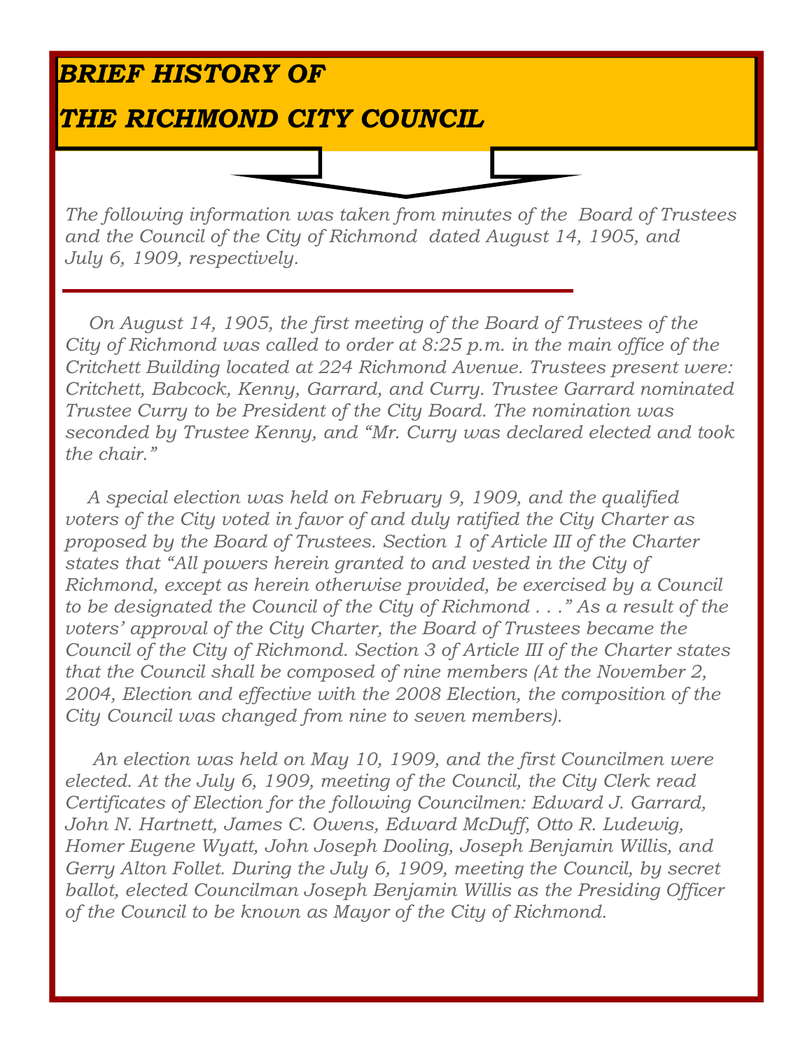# *BRIEF HISTORY OF THE RICHMOND CITY COUNCIL*

*The following information was taken from minutes of the Board of Trustees and the Council of the City of Richmond dated August 14, 1905, and July 6, 1909, respectively.*

---

*On August 14, 1905, the first meeting of the Board of Trustees of the City of Richmond was called to order at 8:25 p.m. in the main office of the Critchett Building located at 224 Richmond Avenue. Trustees present were: Critchett, Babcock, Kenny, Garrard, and Curry. Trustee Garrard nominated Trustee Curry to be President of the City Board. The nomination was seconded by Trustee Kenny, and "Mr. Curry was declared elected and took the chair."*

*A special election was held on February 9, 1909, and the qualified voters of the City voted in favor of and duly ratified the City Charter as proposed by the Board of Trustees. Section 1 of Article III of the Charter states that "All powers herein granted to and vested in the City of Richmond, except as herein otherwise provided, be exercised by a Council to be designated the Council of the City of Richmond . . ." As a result of the voters' approval of the City Charter, the Board of Trustees became the Council of the City of Richmond. Section 3 of Article III of the Charter states that the Council shall be composed of nine members (At the November 2, 2004, Election and effective with the 2008 Election, the composition of the City Council was changed from nine to seven members).*

*An election was held on May 10, 1909, and the first Councilmen were elected. At the July 6, 1909, meeting of the Council, the City Clerk read Certificates of Election for the following Councilmen: Edward J. Garrard, John N. Hartnett, James C. Owens, Edward McDuff, Otto R. Ludewig, Homer Eugene Wyatt, John Joseph Dooling, Joseph Benjamin Willis, and Gerry Alton Follet. During the July 6, 1909, meeting the Council, by secret ballot, elected Councilman Joseph Benjamin Willis as the Presiding Officer of the Council to be known as Mayor of the City of Richmond.*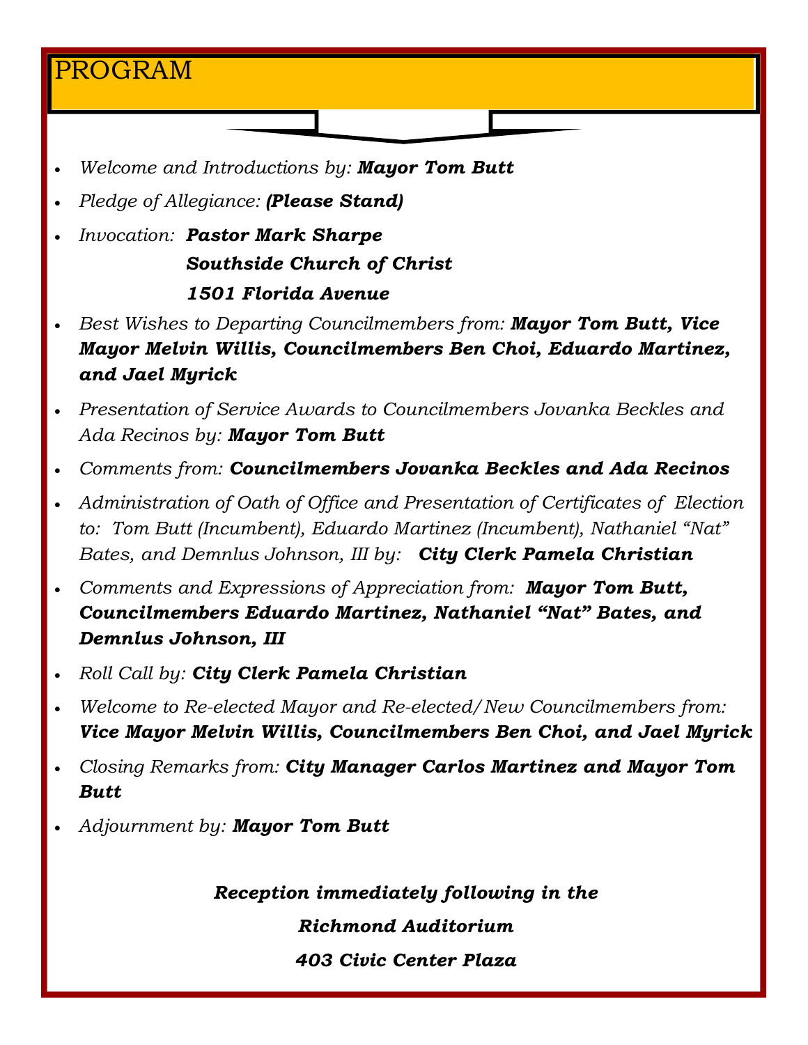# PROGRAM

- *Welcome and Introductions by:* ***Mayor Tom Butt***
- *Pledge of Allegiance:* ***(Please Stand)***
- *Invocation:* ***Pastor Mark Sharpe***
  ***Southside Church of Christ***
  ***1501 Florida Avenue***
- *Best Wishes to Departing Councilmembers from:* ***Mayor Tom Butt, Vice Mayor Melvin Willis, Councilmembers Ben Choi, Eduardo Martinez, and Jael Myrick***
- *Presentation of Service Awards to Councilmembers Jovanka Beckles and Ada Recinos by:* ***Mayor Tom Butt***
- *Comments from:* ***Councilmembers Jovanka Beckles and Ada Recinos***
- *Administration of Oath of Office and Presentation of Certificates of Election to: Tom Butt (Incumbent), Eduardo Martinez (Incumbent), Nathaniel "Nat" Bates, and Demnlus Johnson, III by:* ***City Clerk Pamela Christian***
- *Comments and Expressions of Appreciation from:* ***Mayor Tom Butt, Councilmembers Eduardo Martinez, Nathaniel "Nat" Bates, and Demnlus Johnson, III***
- *Roll Call by:* ***City Clerk Pamela Christian***
- *Welcome to Re-elected Mayor and Re-elected/New Councilmembers from:* ***Vice Mayor Melvin Willis, Councilmembers Ben Choi, and Jael Myrick***
- *Closing Remarks from:* ***City Manager Carlos Martinez and Mayor Tom Butt***
- *Adjournment by:* ***Mayor Tom Butt***

***Reception immediately following in the***

***Richmond Auditorium***

***403 Civic Center Plaza***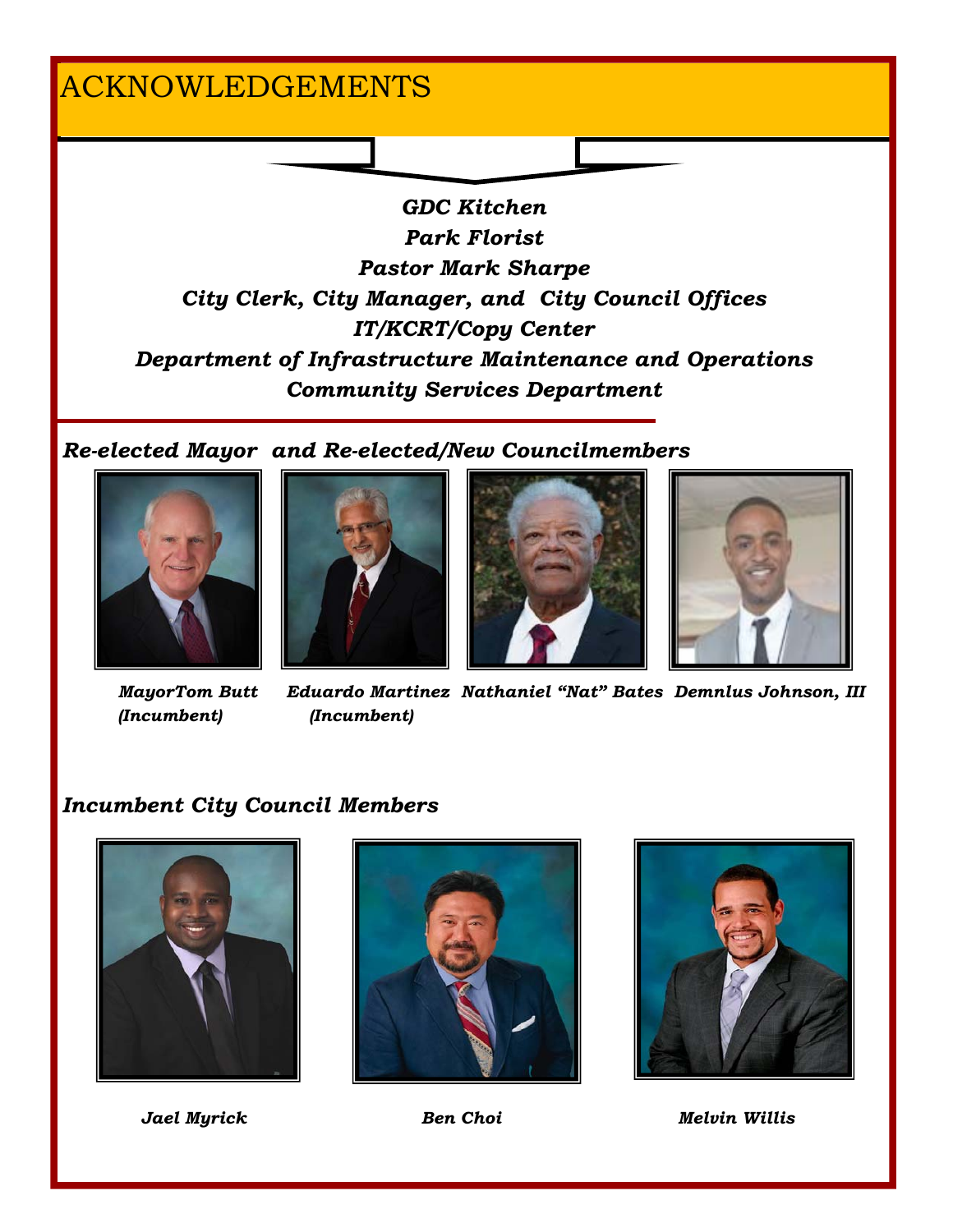# ACKNOWLEDGEMENTS

***GDC Kitchen***
***Park Florist***
***Pastor Mark Sharpe***
***City Clerk, City Manager, and City Council Offices***
***IT/KCRT/Copy Center***
***Department of Infrastructure Maintenance and Operations***
***Community Services Department***

## *Re-elected Mayor and Re-elected/New Councilmembers*

***MayorTom Butt (Incumbent)***

***Eduardo Martinez (Incumbent)***

***Nathaniel "Nat" Bates***

***Demnlus Johnson, III***

## *Incumbent City Council Members*

***Jael Myrick***

***Ben Choi***

***Melvin Willis***